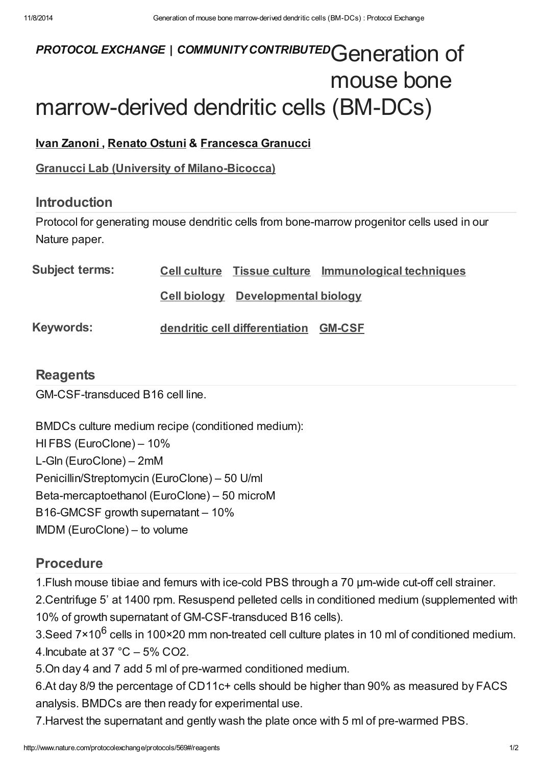*PROTOCOL EXCHANGE | COMMUNITY CONTRIBUTED*

# Generation of mouse bone marrow-derived dendritic cells (BM-DCs)

**Ivan Zanoni , Renato Ostuni & Francesca Granucci**

**Granucci Lab (University of Milano-Bicocca)**

## Introduction

Protocol for generating mouse dendritic cells from bone-marrow progenitor cells used in our Nature paper.

**Subject terms:** Cell culture   Tissue culture   Immunological techniques   Cell biology   Developmental biology

**Keywords:** dendritic cell differentiation   GM-CSF

## Reagents

GM-CSF-transduced B16 cell line.

BMDCs culture medium recipe (conditioned medium):
HI FBS (EuroClone) – 10%
L-Gln (EuroClone) – 2mM
Penicillin/Streptomycin (EuroClone) – 50 U/ml
Beta-mercaptoethanol (EuroClone) – 50 microM
B16-GMCSF growth supernatant – 10%
IMDM (EuroClone) – to volume

## Procedure

1.Flush mouse tibiae and femurs with ice-cold PBS through a 70 μm-wide cut-off cell strainer.
2.Centrifuge 5' at 1400 rpm. Resuspend pelleted cells in conditioned medium (supplemented with 10% of growth supernatant of GM-CSF-transduced B16 cells).
3.Seed $7 \times 10^6$ cells in 100×20 mm non-treated cell culture plates in 10 ml of conditioned medium.
4.Incubate at 37 °C – 5% $CO_2$.
5.On day 4 and 7 add 5 ml of pre-warmed conditioned medium.
6.At day 8/9 the percentage of CD11c+ cells should be higher than 90% as measured by FACS analysis. BMDCs are then ready for experimental use.
7.Harvest the supernatant and gently wash the plate once with 5 ml of pre-warmed PBS.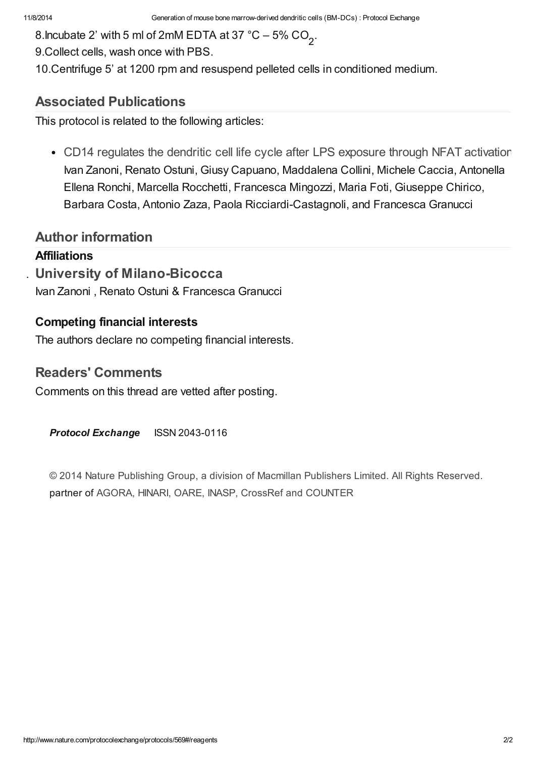8. Incubate 2’ with 5 ml of 2mM EDTA at 37 °C – 5% $CO_2$.
9. Collect cells, wash once with PBS.
10. Centrifuge 5’ at 1200 rpm and resuspend pelleted cells in conditioned medium.

## Associated Publications

This protocol is related to the following articles:

- CD14 regulates the dendritic cell life cycle after LPS exposure through NFAT activation
  Ivan Zanoni, Renato Ostuni, Giusy Capuano, Maddalena Collini, Michele Caccia, Antonella Ellena Ronchi, Marcella Rocchetti, Francesca Mingozzi, Maria Foti, Giuseppe Chirico, Barbara Costa, Antonio Zaza, Paola Ricciardi-Castagnoli, and Francesca Granucci

## Author information

### Affiliations

**University of Milano-Bicocca**
Ivan Zanoni , Renato Ostuni & Francesca Granucci

### Competing financial interests

The authors declare no competing financial interests.

## Readers' Comments

Comments on this thread are vetted after posting.

***Protocol Exchange*** ISSN 2043-0116

© 2014 Nature Publishing Group, a division of Macmillan Publishers Limited. All Rights Reserved.
partner of AGORA, HINARI, OARE, INASP, CrossRef and COUNTER